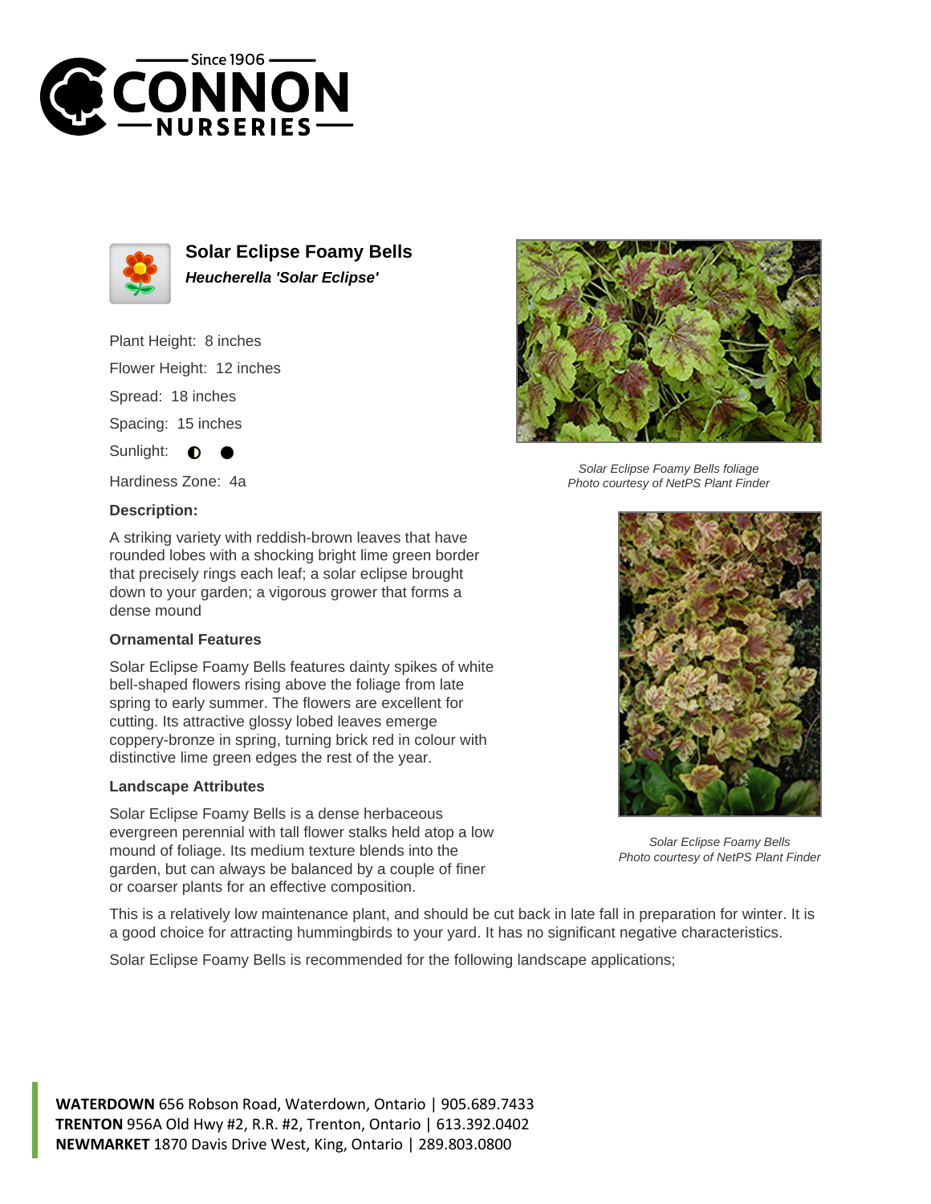Since 1906
CONNON
NURSERIES

## Solar Eclipse Foamy Bells

***Heucherella 'Solar Eclipse'***

Plant Height: 8 inches

Flower Height: 12 inches

Spread: 18 inches

Spacing: 15 inches

Sunlight: ◐ ●

Hardiness Zone: 4a

### Description:

A striking variety with reddish-brown leaves that have rounded lobes with a shocking bright lime green border that precisely rings each leaf; a solar eclipse brought down to your garden; a vigorous grower that forms a dense mound

### Ornamental Features

Solar Eclipse Foamy Bells features dainty spikes of white bell-shaped flowers rising above the foliage from late spring to early summer. The flowers are excellent for cutting. Its attractive glossy lobed leaves emerge coppery-bronze in spring, turning brick red in colour with distinctive lime green edges the rest of the year.

### Landscape Attributes

Solar Eclipse Foamy Bells is a dense herbaceous evergreen perennial with tall flower stalks held atop a low mound of foliage. Its medium texture blends into the garden, but can always be balanced by a couple of finer or coarser plants for an effective composition.

This is a relatively low maintenance plant, and should be cut back in late fall in preparation for winter. It is a good choice for attracting hummingbirds to your yard. It has no significant negative characteristics.

Solar Eclipse Foamy Bells is recommended for the following landscape applications;

*Solar Eclipse Foamy Bells foliage*
*Photo courtesy of NetPS Plant Finder*

*Solar Eclipse Foamy Bells*
*Photo courtesy of NetPS Plant Finder*

**WATERDOWN** 656 Robson Road, Waterdown, Ontario | 905.689.7433
**TRENTON** 956A Old Hwy #2, R.R. #2, Trenton, Ontario | 613.392.0402
**NEWMARKET** 1870 Davis Drive West, King, Ontario | 289.803.0800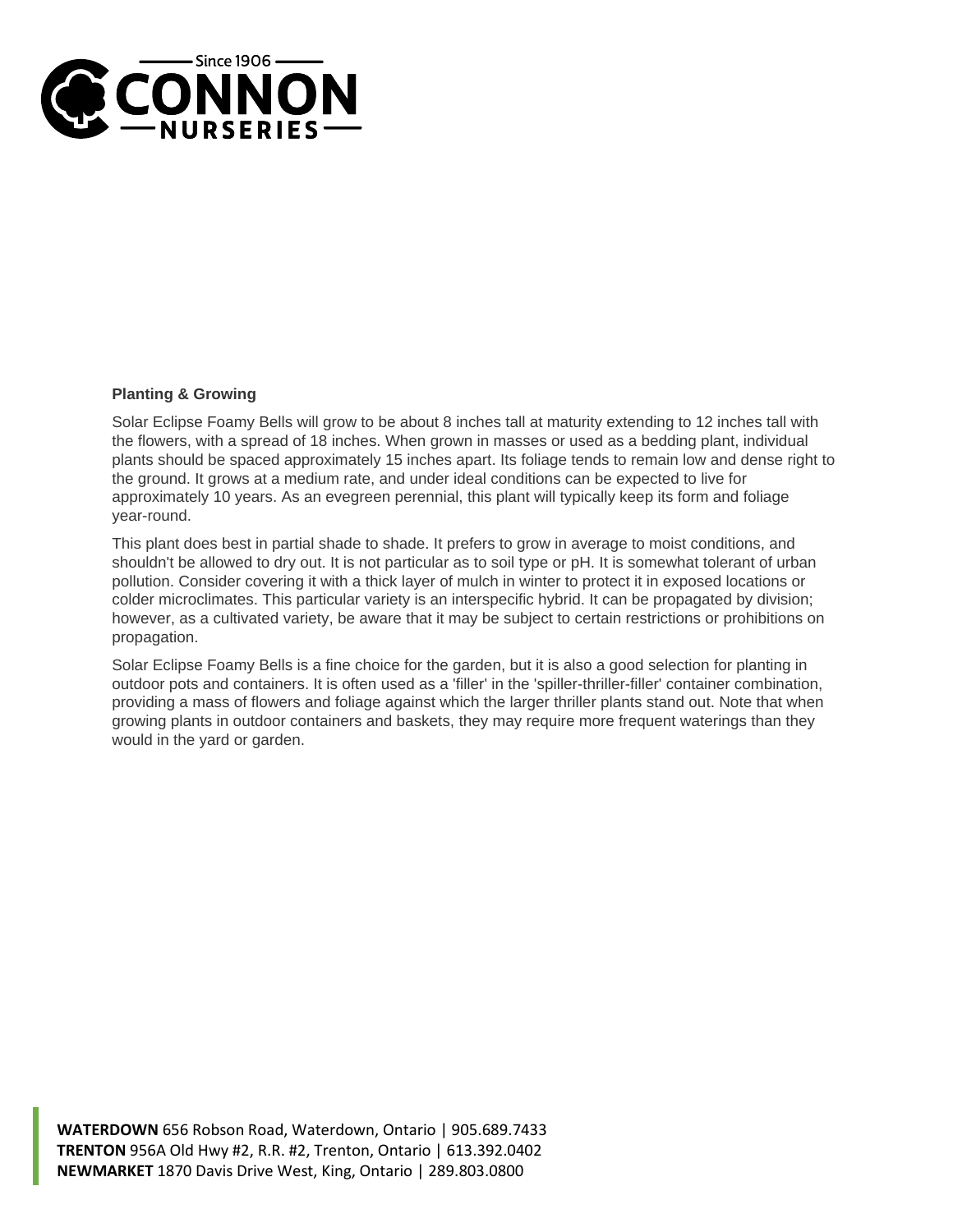**Planting & Growing**

Solar Eclipse Foamy Bells will grow to be about 8 inches tall at maturity extending to 12 inches tall with the flowers, with a spread of 18 inches. When grown in masses or used as a bedding plant, individual plants should be spaced approximately 15 inches apart. Its foliage tends to remain low and dense right to the ground. It grows at a medium rate, and under ideal conditions can be expected to live for approximately 10 years. As an evegreen perennial, this plant will typically keep its form and foliage year-round.

This plant does best in partial shade to shade. It prefers to grow in average to moist conditions, and shouldn't be allowed to dry out. It is not particular as to soil type or pH. It is somewhat tolerant of urban pollution. Consider covering it with a thick layer of mulch in winter to protect it in exposed locations or colder microclimates. This particular variety is an interspecific hybrid. It can be propagated by division; however, as a cultivated variety, be aware that it may be subject to certain restrictions or prohibitions on propagation.

Solar Eclipse Foamy Bells is a fine choice for the garden, but it is also a good selection for planting in outdoor pots and containers. It is often used as a 'filler' in the 'spiller-thriller-filler' container combination, providing a mass of flowers and foliage against which the larger thriller plants stand out. Note that when growing plants in outdoor containers and baskets, they may require more frequent waterings than they would in the yard or garden.